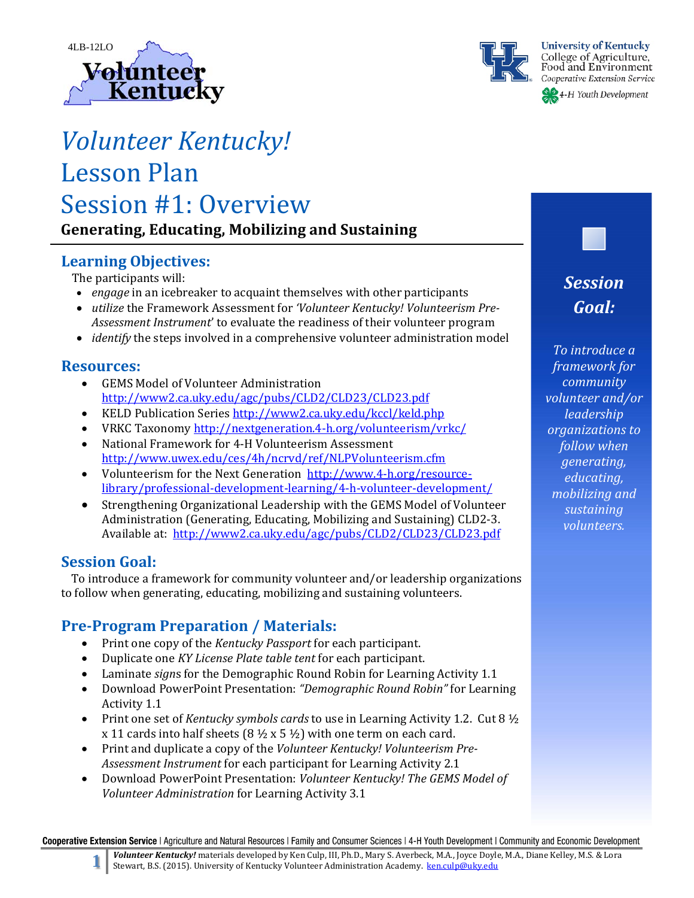4LB-12LO

# *Volunteer Kentucky!* Lesson Plan Session #1: Overview

**Generating, Educating, Mobilizing and Sustaining**

## Learning Objectives:

The participants will:

- *engage* in an icebreaker to acquaint themselves with other participants
- *utilize* the Framework Assessment for *'Volunteer Kentucky! Volunteerism Pre-Assessment Instrument'* to evaluate the readiness of their volunteer program
- *identify* the steps involved in a comprehensive volunteer administration model

## Resources:

- GEMS Model of Volunteer Administration http://www2.ca.uky.edu/agc/pubs/CLD2/CLD23/CLD23.pdf
- KELD Publication Series http://www2.ca.uky.edu/kccl/keld.php
- VRKC Taxonomy http://nextgeneration.4-h.org/volunteerism/vrkc/
- National Framework for 4-H Volunteerism Assessment http://www.uwex.edu/ces/4h/ncrvd/ref/NLPVolunteerism.cfm
- Volunteerism for the Next Generation http://www.4-h.org/resource-library/professional-development-learning/4-h-volunteer-development/
- Strengthening Organizational Leadership with the GEMS Model of Volunteer Administration (Generating, Educating, Mobilizing and Sustaining) CLD2-3. Available at: http://www2.ca.uky.edu/agc/pubs/CLD2/CLD23/CLD23.pdf

## Session Goal:

To introduce a framework for community volunteer and/or leadership organizations to follow when generating, educating, mobilizing and sustaining volunteers.

## Pre-Program Preparation / Materials:

- Print one copy of the *Kentucky Passport* for each participant.
- Duplicate one *KY License Plate table tent* for each participant.
- Laminate *signs* for the Demographic Round Robin for Learning Activity 1.1
- Download PowerPoint Presentation: *"Demographic Round Robin"* for Learning Activity 1.1
- Print one set of *Kentucky symbols cards* to use in Learning Activity 1.2. Cut 8 ½ x 11 cards into half sheets (8 ½ x 5 ½) with one term on each card.
- Print and duplicate a copy of the *Volunteer Kentucky! Volunteerism Pre-Assessment Instrument* for each participant for Learning Activity 2.1
- Download PowerPoint Presentation: *Volunteer Kentucky! The GEMS Model of Volunteer Administration* for Learning Activity 3.1

***Session Goal:***

*To introduce a framework for community volunteer and/or leadership organizations to follow when generating, educating, mobilizing and sustaining volunteers.*

*Volunteer Kentucky!* materials developed by Ken Culp, III, Ph.D., Mary S. Averbeck, M.A., Joyce Doyle, M.A., Diane Kelley, M.S. & Lora Stewart, B.S. (2015). University of Kentucky Volunteer Administration Academy. ken.culp@uky.edu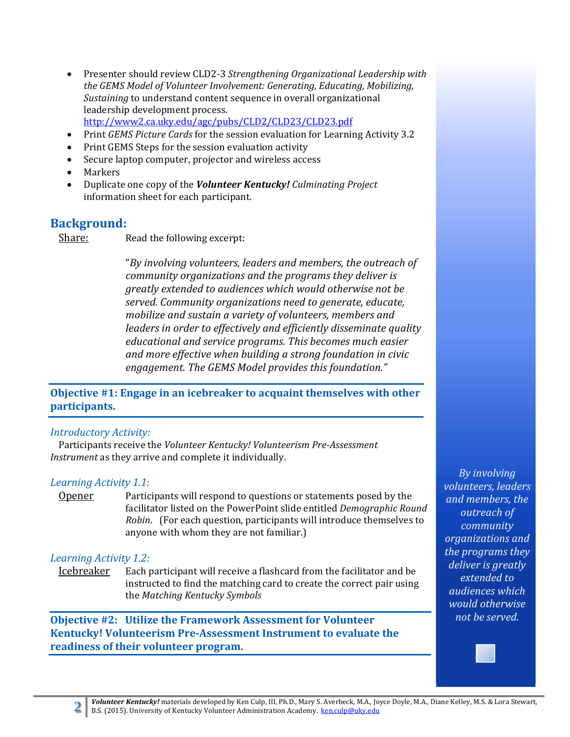- Presenter should review CLD2-3 *Strengthening Organizational Leadership with the GEMS Model of Volunteer Involvement: Generating, Educating, Mobilizing, Sustaining* to understand content sequence in overall organizational leadership development process. http://www2.ca.uky.edu/agc/pubs/CLD2/CLD23/CLD23.pdf
- Print *GEMS Picture Cards* for the session evaluation for Learning Activity 3.2
- Print GEMS Steps for the session evaluation activity
- Secure laptop computer, projector and wireless access
- Markers
- Duplicate one copy of the ***Volunteer Kentucky!*** *Culminating Project* information sheet for each participant.

## Background:

Share: Read the following excerpt:

> "*By involving volunteers, leaders and members, the outreach of community organizations and the programs they deliver is greatly extended to audiences which would otherwise not be served. Community organizations need to generate, educate, mobilize and sustain a variety of volunteers, members and leaders in order to effectively and efficiently disseminate quality educational and service programs. This becomes much easier and more effective when building a strong foundation in civic engagement. The GEMS Model provides this foundation.*"

*By involving volunteers, leaders and members, the outreach of community organizations and the programs they deliver is greatly extended to audiences which would otherwise not be served.*

## Objective #1: Engage in an icebreaker to acquaint themselves with other participants.

*Introductory Activity:*

Participants receive the *Volunteer Kentucky! Volunteerism Pre-Assessment Instrument* as they arrive and complete it individually.

*Learning Activity 1.1:*

Opener Participants will respond to questions or statements posed by the facilitator listed on the PowerPoint slide entitled *Demographic Round Robin*. (For each question, participants will introduce themselves to anyone with whom they are not familiar.)

*Learning Activity 1.2:*

Icebreaker Each participant will receive a flashcard from the facilitator and be instructed to find the matching card to create the correct pair using the *Matching Kentucky Symbols*

## Objective #2: Utilize the Framework Assessment for Volunteer Kentucky! Volunteerism Pre-Assessment Instrument to evaluate the readiness of their volunteer program.

***Volunteer Kentucky!*** materials developed by Ken Culp, III, Ph.D., Mary S. Averbeck, M.A., Joyce Doyle, M.A., Diane Kelley, M.S. & Lora Stewart, B.S. (2015). University of Kentucky Volunteer Administration Academy. ken.culp@uky.edu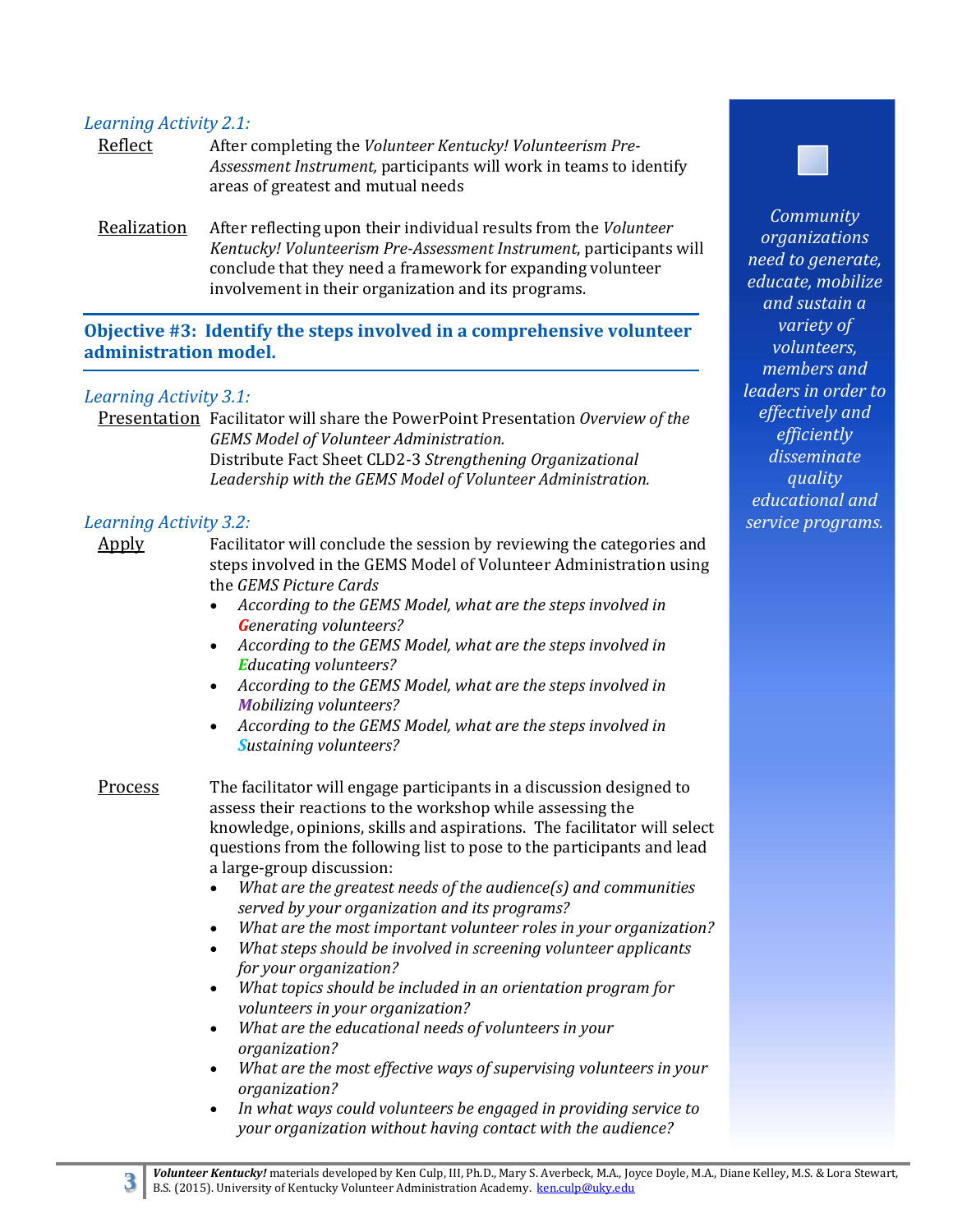*Learning Activity 2.1:*

Reflect — After completing the *Volunteer Kentucky! Volunteerism Pre-Assessment Instrument,* participants will work in teams to identify areas of greatest and mutual needs

Realization — After reflecting upon their individual results from the *Volunteer Kentucky! Volunteerism Pre-Assessment Instrument*, participants will conclude that they need a framework for expanding volunteer involvement in their organization and its programs.

## Objective #3: Identify the steps involved in a comprehensive volunteer administration model.

*Learning Activity 3.1:*

Presentation — Facilitator will share the PowerPoint Presentation *Overview of the GEMS Model of Volunteer Administration.*
Distribute Fact Sheet CLD2-3 *Strengthening Organizational Leadership with the GEMS Model of Volunteer Administration.*

*Learning Activity 3.2:*

Apply — Facilitator will conclude the session by reviewing the categories and steps involved in the GEMS Model of Volunteer Administration using the *GEMS Picture Cards*

- *According to the GEMS Model, what are the steps involved in **G**enerating volunteers?*
- *According to the GEMS Model, what are the steps involved in **E**ducating volunteers?*
- *According to the GEMS Model, what are the steps involved in **M**obilizing volunteers?*
- *According to the GEMS Model, what are the steps involved in **S**ustaining volunteers?*

Process — The facilitator will engage participants in a discussion designed to assess their reactions to the workshop while assessing the knowledge, opinions, skills and aspirations. The facilitator will select questions from the following list to pose to the participants and lead a large-group discussion:

- *What are the greatest needs of the audience(s) and communities served by your organization and its programs?*
- *What are the most important volunteer roles in your organization?*
- *What steps should be involved in screening volunteer applicants for your organization?*
- *What topics should be included in an orientation program for volunteers in your organization?*
- *What are the educational needs of volunteers in your organization?*
- *What are the most effective ways of supervising volunteers in your organization?*
- *In what ways could volunteers be engaged in providing service to your organization without having contact with the audience?*

*Community organizations need to generate, educate, mobilize and sustain a variety of volunteers, members and leaders in order to effectively and efficiently disseminate quality educational and service programs.*

***Volunteer Kentucky!*** materials developed by Ken Culp, III, Ph.D., Mary S. Averbeck, M.A., Joyce Doyle, M.A., Diane Kelley, M.S. & Lora Stewart, B.S. (2015). University of Kentucky Volunteer Administration Academy. ken.culp@uky.edu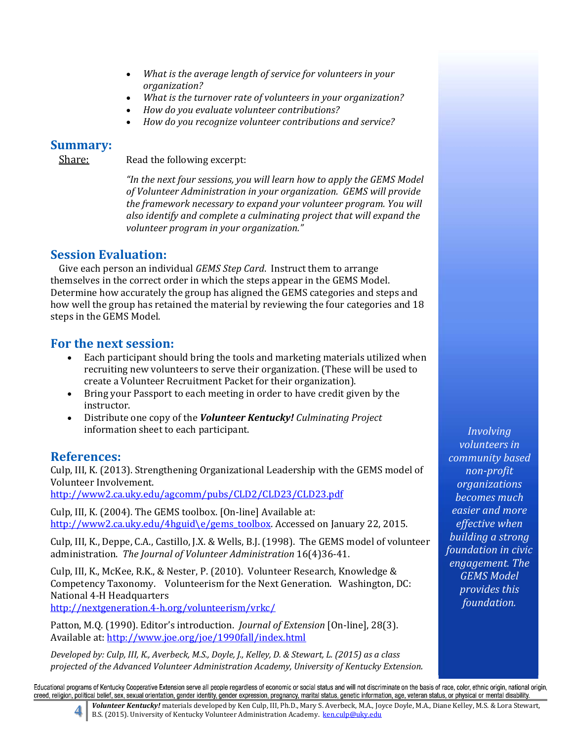- *What is the average length of service for volunteers in your organization?*
- *What is the turnover rate of volunteers in your organization?*
- *How do you evaluate volunteer contributions?*
- *How do you recognize volunteer contributions and service?*

## Summary:

Share: Read the following excerpt:

*"In the next four sessions, you will learn how to apply the GEMS Model of Volunteer Administration in your organization. GEMS will provide the framework necessary to expand your volunteer program. You will also identify and complete a culminating project that will expand the volunteer program in your organization."*

## Session Evaluation:

Give each person an individual *GEMS Step Card*. Instruct them to arrange themselves in the correct order in which the steps appear in the GEMS Model. Determine how accurately the group has aligned the GEMS categories and steps and how well the group has retained the material by reviewing the four categories and 18 steps in the GEMS Model.

## For the next session:

- Each participant should bring the tools and marketing materials utilized when recruiting new volunteers to serve their organization. (These will be used to create a Volunteer Recruitment Packet for their organization).
- Bring your Passport to each meeting in order to have credit given by the instructor.
- Distribute one copy of the ***Volunteer Kentucky!*** *Culminating Project* information sheet to each participant.

*Involving volunteers in community based non-profit organizations becomes much easier and more effective when building a strong foundation in civic engagement. The GEMS Model provides this foundation.*

## References:

Culp, III, K. (2013). Strengthening Organizational Leadership with the GEMS model of Volunteer Involvement. http://www2.ca.uky.edu/agcomm/pubs/CLD2/CLD23/CLD23.pdf

Culp, III, K. (2004). The GEMS toolbox. [On-line] Available at: http://www2.ca.uky.edu/4hguid\e/gems_toolbox. Accessed on January 22, 2015.

Culp, III, K., Deppe, C.A., Castillo, J.X. & Wells, B.J. (1998). The GEMS model of volunteer administration. *The Journal of Volunteer Administration* 16(4)36-41.

Culp, III, K., McKee, R.K., & Nester, P. (2010). Volunteer Research, Knowledge & Competency Taxonomy. Volunteerism for the Next Generation. Washington, DC: National 4-H Headquarters http://nextgeneration.4-h.org/volunteerism/vrkc/

Patton, M.Q. (1990). Editor's introduction. *Journal of Extension* [On-line], 28(3). Available at: http://www.joe.org/joe/1990fall/index.html

*Developed by: Culp, III, K., Averbeck, M.S., Doyle, J., Kelley, D. & Stewart, L. (2015) as a class projected of the Advanced Volunteer Administration Academy, University of Kentucky Extension.*

Educational programs of Kentucky Cooperative Extension serve all people regardless of economic or social status and will not discriminate on the basis of race, color, ethnic origin, national origin, creed, religion, political belief, sex, sexual orientation, gender identity, gender expression, pregnancy, marital status, genetic information, age, veteran status, or physical or mental disability.

***Volunteer Kentucky!*** materials developed by Ken Culp, III, Ph.D., Mary S. Averbeck, M.A., Joyce Doyle, M.A., Diane Kelley, M.S. & Lora Stewart, B.S. (2015). University of Kentucky Volunteer Administration Academy. ken.culp@uky.edu